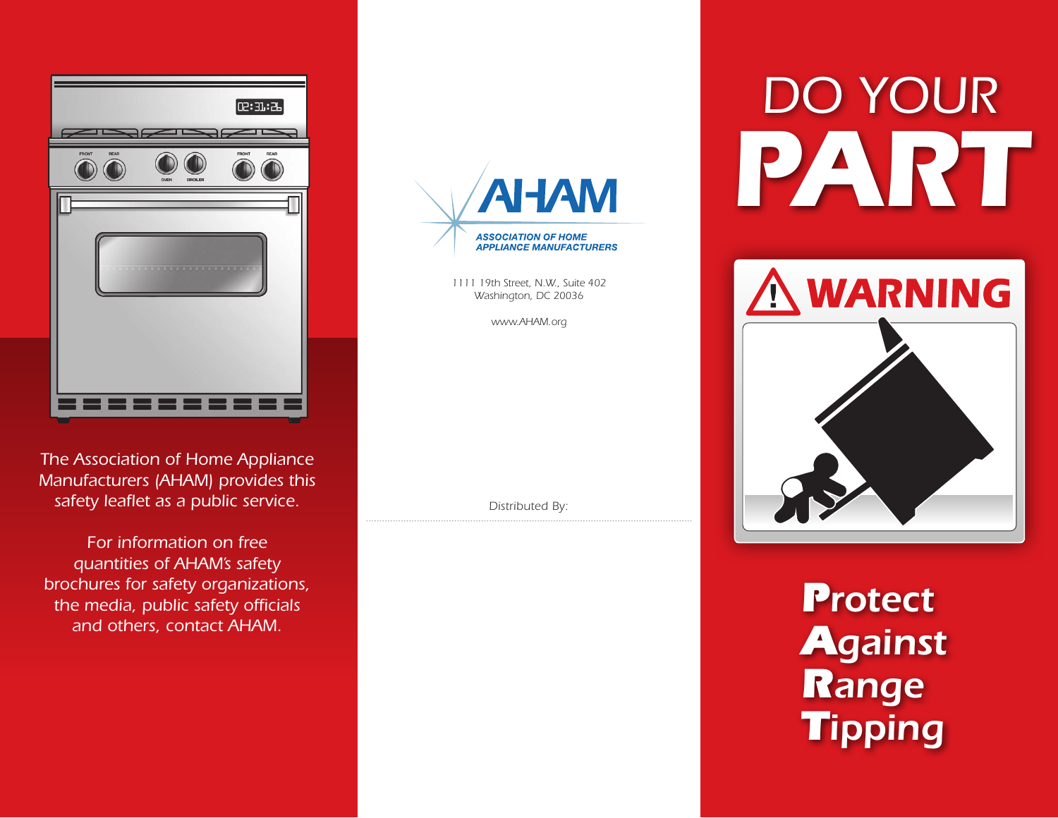The Association of Home Appliance Manufacturers (AHAM) provides this safety leaflet as a public service.

For information on free quantities of AHAM's safety brochures for safety organizations, the media, public safety officials and others, contact AHAM.

AHAM

ASSOCIATION OF HOME APPLIANCE MANUFACTURERS

1111 19th Street, N.W., Suite 402
Washington, DC 20036

www.AHAM.org

Distributed By:

# DO YOUR PART

WARNING

## Protect Against Range Tipping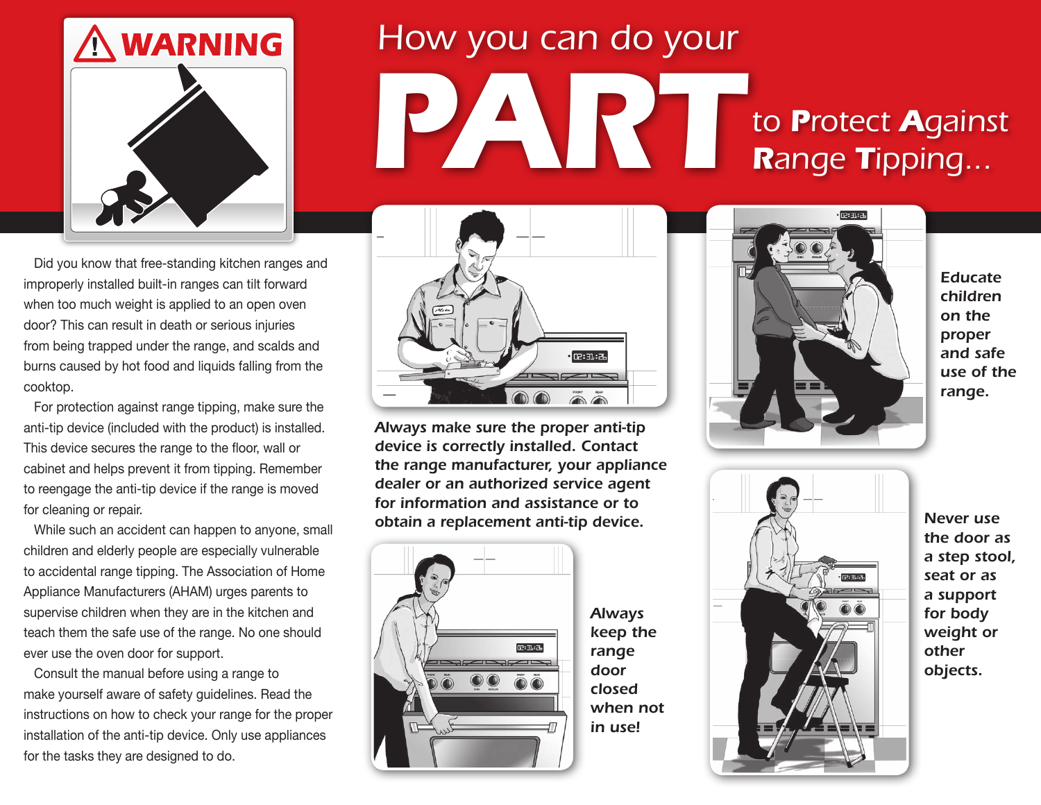⚠ WARNING

# How you can do your PART to Protect Against Range Tipping...

Did you know that free-standing kitchen ranges and improperly installed built-in ranges can tilt forward when too much weight is applied to an open oven door? This can result in death or serious injuries from being trapped under the range, and scalds and burns caused by hot food and liquids falling from the cooktop.

For protection against range tipping, make sure the anti-tip device (included with the product) is installed. This device secures the range to the floor, wall or cabinet and helps prevent it from tipping. Remember to reengage the anti-tip device if the range is moved for cleaning or repair.

While such an accident can happen to anyone, small children and elderly people are especially vulnerable to accidental range tipping. The Association of Home Appliance Manufacturers (AHAM) urges parents to supervise children when they are in the kitchen and teach them the safe use of the range. No one should ever use the oven door for support.

Consult the manual before using a range to make yourself aware of safety guidelines. Read the instructions on how to check your range for the proper installation of the anti-tip device. Only use appliances for the tasks they are designed to do.

***Always make sure the proper anti-tip device is correctly installed. Contact the range manufacturer, your appliance dealer or an authorized service agent for information and assistance or to obtain a replacement anti-tip device.***

***Educate children on the proper and safe use of the range.***

***Always keep the range door closed when not in use!***

***Never use the door as a step stool, seat or as a support for body weight or other objects.***